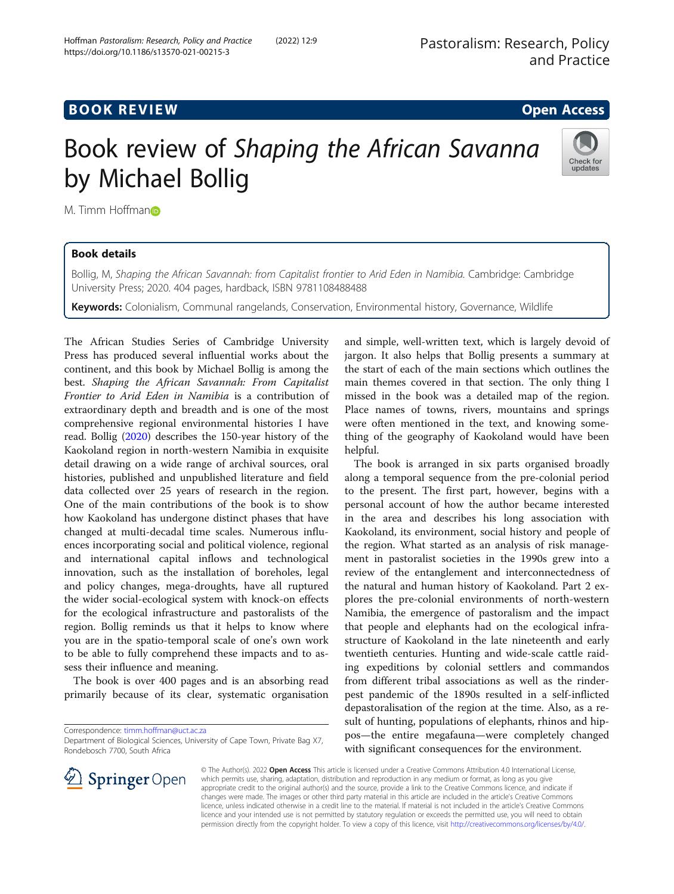BOOK REVIEW

Open Access

# Book review of *Shaping the African Savanna* by Michael Bollig

M. Timm Hoffman

## Book details

Bollig, M, *Shaping the African Savannah: from Capitalist frontier to Arid Eden in Namibia*. Cambridge: Cambridge University Press; 2020. 404 pages, hardback, ISBN 9781108488488

**Keywords:** Colonialism, Communal rangelands, Conservation, Environmental history, Governance, Wildlife

The African Studies Series of Cambridge University Press has produced several influential works about the continent, and this book by Michael Bollig is among the best. *Shaping the African Savannah: From Capitalist Frontier to Arid Eden in Namibia* is a contribution of extraordinary depth and breadth and is one of the most comprehensive regional environmental histories I have read. Bollig (2020) describes the 150-year history of the Kaokoland region in north-western Namibia in exquisite detail drawing on a wide range of archival sources, oral histories, published and unpublished literature and field data collected over 25 years of research in the region. One of the main contributions of the book is to show how Kaokoland has undergone distinct phases that have changed at multi-decadal time scales. Numerous influences incorporating social and political violence, regional and international capital inflows and technological innovation, such as the installation of boreholes, legal and policy changes, mega-droughts, have all ruptured the wider social-ecological system with knock-on effects for the ecological infrastructure and pastoralists of the region. Bollig reminds us that it helps to know where you are in the spatio-temporal scale of one's own work to be able to fully comprehend these impacts and to assess their influence and meaning.

The book is over 400 pages and is an absorbing read primarily because of its clear, systematic organisation and simple, well-written text, which is largely devoid of jargon. It also helps that Bollig presents a summary at the start of each of the main sections which outlines the main themes covered in that section. The only thing I missed in the book was a detailed map of the region. Place names of towns, rivers, mountains and springs were often mentioned in the text, and knowing something of the geography of Kaokoland would have been helpful.

The book is arranged in six parts organised broadly along a temporal sequence from the pre-colonial period to the present. The first part, however, begins with a personal account of how the author became interested in the area and describes his long association with Kaokoland, its environment, social history and people of the region. What started as an analysis of risk management in pastoralist societies in the 1990s grew into a review of the entanglement and interconnectedness of the natural and human history of Kaokoland. Part 2 explores the pre-colonial environments of north-western Namibia, the emergence of pastoralism and the impact that people and elephants had on the ecological infrastructure of Kaokoland in the late nineteenth and early twentieth centuries. Hunting and wide-scale cattle raiding expeditions by colonial settlers and commandos from different tribal associations as well as the rinderpest pandemic of the 1890s resulted in a self-inflicted depastoralisation of the region at the time. Also, as a result of hunting, populations of elephants, rhinos and hippos—the entire megafauna—were completely changed with significant consequences for the environment.

Correspondence: timm.hoffman@uct.ac.za
Department of Biological Sciences, University of Cape Town, Private Bag X7, Rondebosch 7700, South Africa

© The Author(s). 2022 **Open Access** This article is licensed under a Creative Commons Attribution 4.0 International License, which permits use, sharing, adaptation, distribution and reproduction in any medium or format, as long as you give appropriate credit to the original author(s) and the source, provide a link to the Creative Commons licence, and indicate if changes were made. The images or other third party material in this article are included in the article's Creative Commons licence, unless indicated otherwise in a credit line to the material. If material is not included in the article's Creative Commons licence and your intended use is not permitted by statutory regulation or exceeds the permitted use, you will need to obtain permission directly from the copyright holder. To view a copy of this licence, visit http://creativecommons.org/licenses/by/4.0/.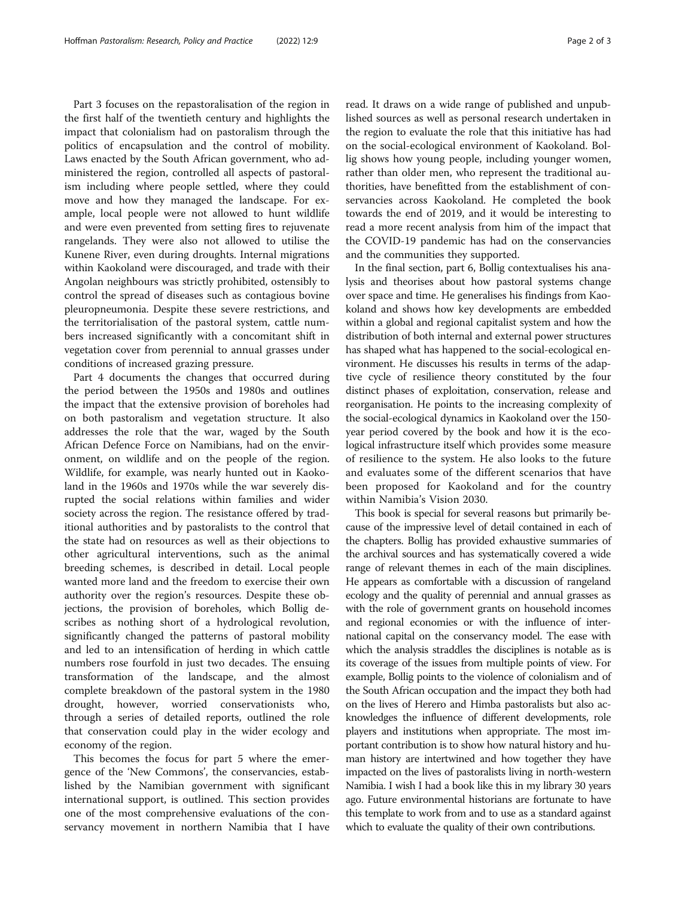Part 3 focuses on the repastoralisation of the region in the first half of the twentieth century and highlights the impact that colonialism had on pastoralism through the politics of encapsulation and the control of mobility. Laws enacted by the South African government, who administered the region, controlled all aspects of pastoralism including where people settled, where they could move and how they managed the landscape. For example, local people were not allowed to hunt wildlife and were even prevented from setting fires to rejuvenate rangelands. They were also not allowed to utilise the Kunene River, even during droughts. Internal migrations within Kaokoland were discouraged, and trade with their Angolan neighbours was strictly prohibited, ostensibly to control the spread of diseases such as contagious bovine pleuropneumonia. Despite these severe restrictions, and the territorialisation of the pastoral system, cattle numbers increased significantly with a concomitant shift in vegetation cover from perennial to annual grasses under conditions of increased grazing pressure.

Part 4 documents the changes that occurred during the period between the 1950s and 1980s and outlines the impact that the extensive provision of boreholes had on both pastoralism and vegetation structure. It also addresses the role that the war, waged by the South African Defence Force on Namibians, had on the environment, on wildlife and on the people of the region. Wildlife, for example, was nearly hunted out in Kaokoland in the 1960s and 1970s while the war severely disrupted the social relations within families and wider society across the region. The resistance offered by traditional authorities and by pastoralists to the control that the state had on resources as well as their objections to other agricultural interventions, such as the animal breeding schemes, is described in detail. Local people wanted more land and the freedom to exercise their own authority over the region's resources. Despite these objections, the provision of boreholes, which Bollig describes as nothing short of a hydrological revolution, significantly changed the patterns of pastoral mobility and led to an intensification of herding in which cattle numbers rose fourfold in just two decades. The ensuing transformation of the landscape, and the almost complete breakdown of the pastoral system in the 1980 drought, however, worried conservationists who, through a series of detailed reports, outlined the role that conservation could play in the wider ecology and economy of the region.

This becomes the focus for part 5 where the emergence of the 'New Commons', the conservancies, established by the Namibian government with significant international support, is outlined. This section provides one of the most comprehensive evaluations of the conservancy movement in northern Namibia that I have read. It draws on a wide range of published and unpublished sources as well as personal research undertaken in the region to evaluate the role that this initiative has had on the social-ecological environment of Kaokoland. Bollig shows how young people, including younger women, rather than older men, who represent the traditional authorities, have benefitted from the establishment of conservancies across Kaokoland. He completed the book towards the end of 2019, and it would be interesting to read a more recent analysis from him of the impact that the COVID-19 pandemic has had on the conservancies and the communities they supported.

In the final section, part 6, Bollig contextualises his analysis and theorises about how pastoral systems change over space and time. He generalises his findings from Kaokoland and shows how key developments are embedded within a global and regional capitalist system and how the distribution of both internal and external power structures has shaped what has happened to the social-ecological environment. He discusses his results in terms of the adaptive cycle of resilience theory constituted by the four distinct phases of exploitation, conservation, release and reorganisation. He points to the increasing complexity of the social-ecological dynamics in Kaokoland over the 150-year period covered by the book and how it is the ecological infrastructure itself which provides some measure of resilience to the system. He also looks to the future and evaluates some of the different scenarios that have been proposed for Kaokoland and for the country within Namibia's Vision 2030.

This book is special for several reasons but primarily because of the impressive level of detail contained in each of the chapters. Bollig has provided exhaustive summaries of the archival sources and has systematically covered a wide range of relevant themes in each of the main disciplines. He appears as comfortable with a discussion of rangeland ecology and the quality of perennial and annual grasses as with the role of government grants on household incomes and regional economies or with the influence of international capital on the conservancy model. The ease with which the analysis straddles the disciplines is notable as is its coverage of the issues from multiple points of view. For example, Bollig points to the violence of colonialism and of the South African occupation and the impact they both had on the lives of Herero and Himba pastoralists but also acknowledges the influence of different developments, role players and institutions when appropriate. The most important contribution is to show how natural history and human history are intertwined and how together they have impacted on the lives of pastoralists living in north-western Namibia. I wish I had a book like this in my library 30 years ago. Future environmental historians are fortunate to have this template to work from and to use as a standard against which to evaluate the quality of their own contributions.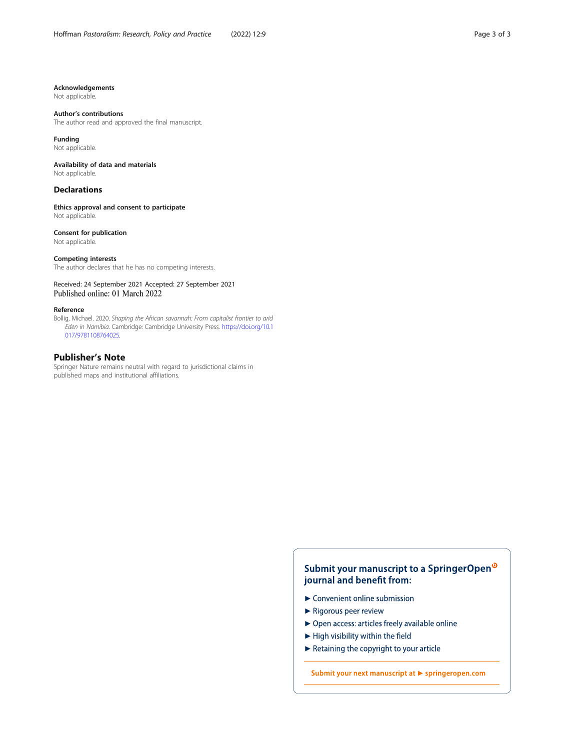**Acknowledgements**
Not applicable.

**Author's contributions**
The author read and approved the final manuscript.

**Funding**
Not applicable.

**Availability of data and materials**
Not applicable.

## Declarations

**Ethics approval and consent to participate**
Not applicable.

**Consent for publication**
Not applicable.

**Competing interests**
The author declares that he has no competing interests.

Received: 24 September 2021 Accepted: 27 September 2021
Published online: 01 March 2022

**Reference**

Bollig, Michael. 2020. *Shaping the African savannah: From capitalist frontier to arid Eden in Namibia*. Cambridge: Cambridge University Press. https://doi.org/10.1017/9781108764025.

## Publisher's Note

Springer Nature remains neutral with regard to jurisdictional claims in published maps and institutional affiliations.

**Submit your manuscript to a SpringerOpen journal and benefit from:**

- ► Convenient online submission
- ► Rigorous peer review
- ► Open access: articles freely available online
- ► High visibility within the field
- ► Retaining the copyright to your article

**Submit your next manuscript at ► springeropen.com**